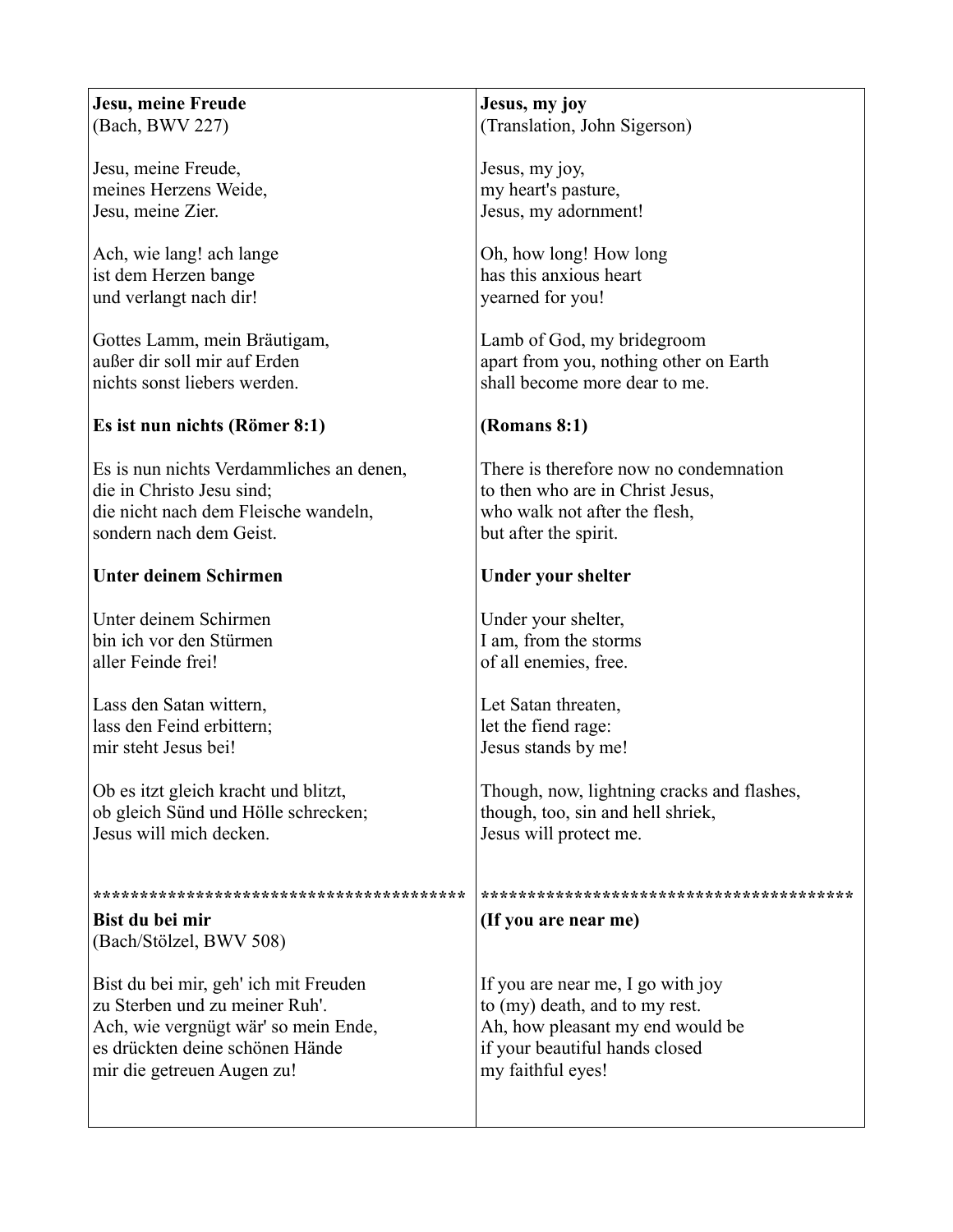**Jesu, meine Freude**
(Bach, BWV 227)

Jesu, meine Freude,
meines Herzens Weide,
Jesu, meine Zier.

Ach, wie lang! ach lange
ist dem Herzen bange
und verlangt nach dir!

Gottes Lamm, mein Bräutigam,
außer dir soll mir auf Erden
nichts sonst liebers werden.

**Es ist nun nichts (Römer 8:1)**

Es is nun nichts Verdammliches an denen,
die in Christo Jesu sind;
die nicht nach dem Fleische wandeln,
sondern nach dem Geist.

**Unter deinem Schirmen**

Unter deinem Schirmen
bin ich vor den Stürmen
aller Feinde frei!

Lass den Satan wittern,
lass den Feind erbittern;
mir steht Jesus bei!

Ob es itzt gleich kracht und blitzt,
ob gleich Sünd und Hölle schrecken;
Jesus will mich decken.

**Jesus, my joy**
(Translation, John Sigerson)

Jesus, my joy,
my heart's pasture,
Jesus, my adornment!

Oh, how long! How long
has this anxious heart
yearned for you!

Lamb of God, my bridegroom
apart from you, nothing other on Earth
shall become more dear to me.

**(Romans 8:1)**

There is therefore now no condemnation
to then who are in Christ Jesus,
who walk not after the flesh,
but after the spirit.

**Under your shelter**

Under your shelter,
I am, from the storms
of all enemies, free.

Let Satan threaten,
let the fiend rage:
Jesus stands by me!

Though, now, lightning cracks and flashes,
though, too, sin and hell shriek,
Jesus will protect me.

****************************************

**Bist du bei mir**
(Bach/Stölzel, BWV 508)

Bist du bei mir, geh' ich mit Freuden
zu Sterben und zu meiner Ruh'.
Ach, wie vergnügt wär' so mein Ende,
es drückten deine schönen Hände
mir die getreuen Augen zu!

**(If you are near me)**

If you are near me, I go with joy
to (my) death, and to my rest.
Ah, how pleasant my end would be
if your beautiful hands closed
my faithful eyes!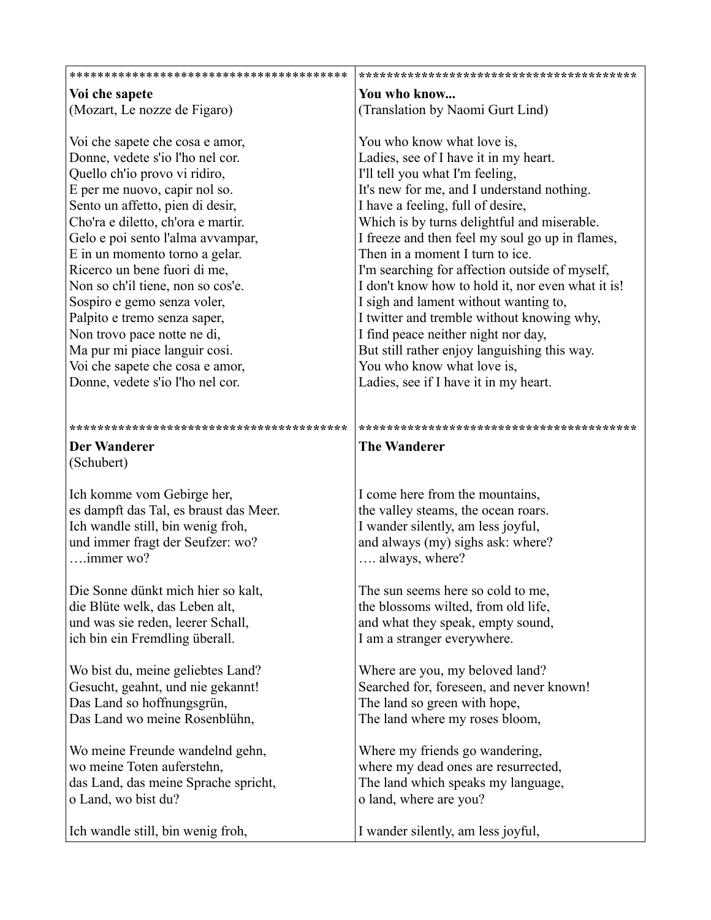| | |
|---|---|
| *************************************** | *************************************** |
| **Voi che sapete**<br>(Mozart, Le nozze de Figaro)<br><br>Voi che sapete che cosa e amor,<br>Donne, vedete s'io l'ho nel cor.<br>Quello ch'io provo vi ridiro,<br>E per me nuovo, capir nol so.<br>Sento un affetto, pien di desir,<br>Cho'ra e diletto, ch'ora e martir.<br>Gelo e poi sento l'alma avvampar,<br>E in un momento torno a gelar.<br>Ricerco un bene fuori di me,<br>Non so ch'il tiene, non so cos'e.<br>Sospiro e gemo senza voler,<br>Palpito e tremo senza saper,<br>Non trovo pace notte ne di,<br>Ma pur mi piace languir cosi.<br>Voi che sapete che cosa e amor,<br>Donne, vedete s'io l'ho nel cor. | **You who know...**<br>(Translation by Naomi Gurt Lind)<br><br>You who know what love is,<br>Ladies, see of I have it in my heart.<br>I'll tell you what I'm feeling,<br>It's new for me, and I understand nothing.<br>I have a feeling, full of desire,<br>Which is by turns delightful and miserable.<br>I freeze and then feel my soul go up in flames,<br>Then in a moment I turn to ice.<br>I'm searching for affection outside of myself,<br>I don't know how to hold it, nor even what it is!<br>I sigh and lament without wanting to,<br>I twitter and tremble without knowing why,<br>I find peace neither night nor day,<br>But still rather enjoy languishing this way.<br>You who know what love is,<br>Ladies, see if I have it in my heart. |
| *************************************** | *************************************** |
| **Der Wanderer**<br>(Schubert)<br><br>Ich komme vom Gebirge her,<br>es dampft das Tal, es braust das Meer.<br>Ich wandle still, bin wenig froh,<br>und immer fragt der Seufzer: wo?<br>….immer wo?<br><br>Die Sonne dünkt mich hier so kalt,<br>die Blüte welk, das Leben alt,<br>und was sie reden, leerer Schall,<br>ich bin ein Fremdling überall.<br><br>Wo bist du, meine geliebtes Land?<br>Gesucht, geahnt, und nie gekannt!<br>Das Land so hoffnungsgrün,<br>Das Land wo meine Rosenblühn,<br><br>Wo meine Freunde wandelnd gehn,<br>wo meine Toten auferstehn,<br>das Land, das meine Sprache spricht,<br>o Land, wo bist du?<br><br>Ich wandle still, bin wenig froh, | **The Wanderer**<br><br><br>I come here from the mountains,<br>the valley steams, the ocean roars.<br>I wander silently, am less joyful,<br>and always (my) sighs ask: where?<br>…. always, where?<br><br>The sun seems here so cold to me,<br>the blossoms wilted, from old life,<br>and what they speak, empty sound,<br>I am a stranger everywhere.<br><br>Where are you, my beloved land?<br>Searched for, foreseen, and never known!<br>The land so green with hope,<br>The land where my roses bloom,<br><br>Where my friends go wandering,<br>where my dead ones are resurrected,<br>The land which speaks my language,<br>o land, where are you?<br><br>I wander silently, am less joyful, |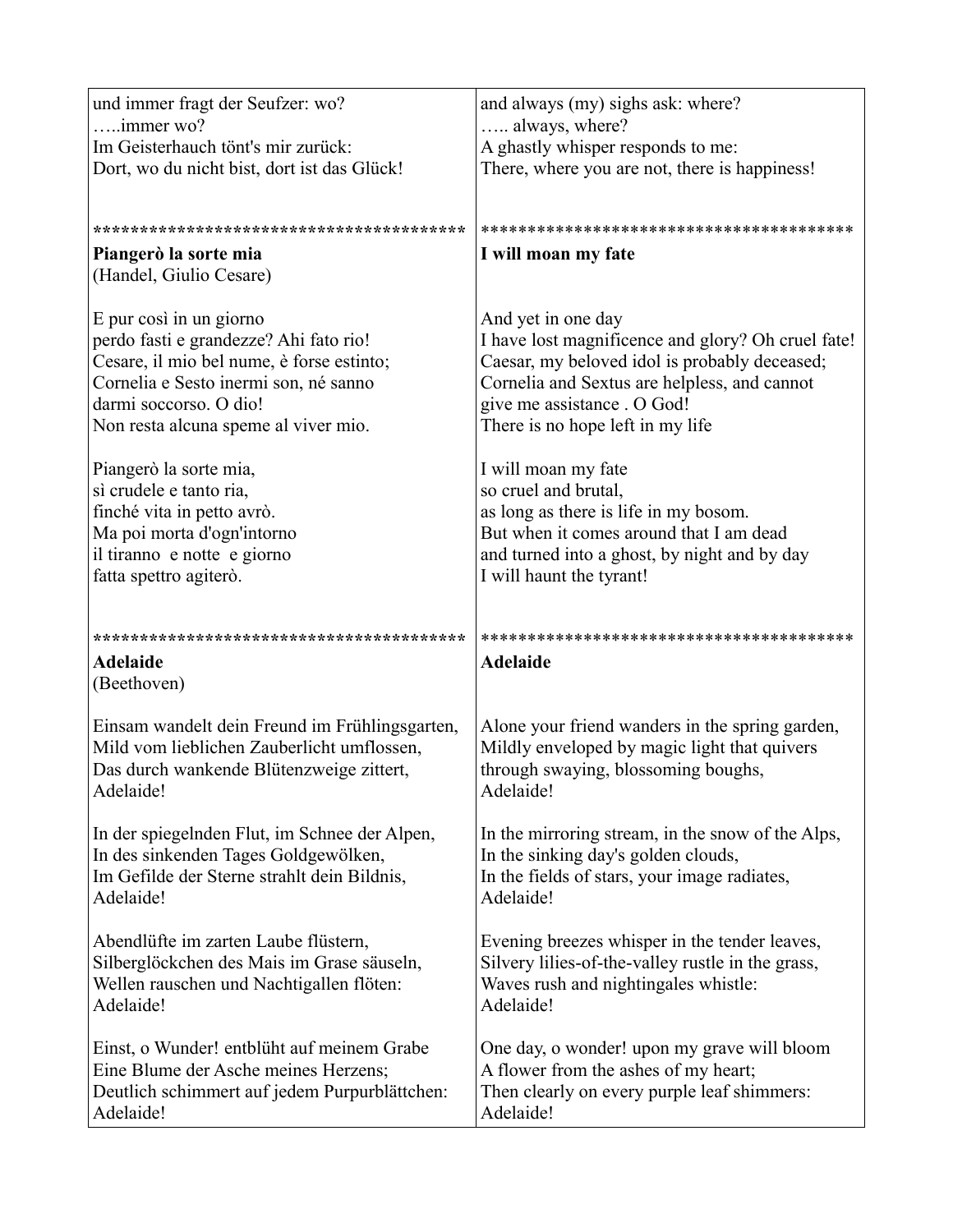| | |
|---|---|
| und immer fragt der Seufzer: wo?<br>…..immer wo?<br>Im Geisterhauch tönt's mir zurück:<br>Dort, wo du nicht bist, dort ist das Glück! | and always (my) sighs ask: where?<br>….. always, where?<br>A ghastly whisper responds to me:<br>There, where you are not, there is happiness! |
| **************************************** | **************************************** |
| **Piangerò la sorte mia**<br>(Handel, Giulio Cesare) | **I will moan my fate** |
| E pur così in un giorno<br>perdo fasti e grandezze? Ahi fato rio!<br>Cesare, il mio bel nume, è forse estinto;<br>Cornelia e Sesto inermi son, né sanno<br>darmi soccorso. O dio!<br>Non resta alcuna speme al viver mio. | And yet in one day<br>I have lost magnificence and glory? Oh cruel fate!<br>Caesar, my beloved idol is probably deceased;<br>Cornelia and Sextus are helpless, and cannot<br>give me assistance . O God!<br>There is no hope left in my life |
| Piangerò la sorte mia,<br>sì crudele e tanto ria,<br>finché vita in petto avrò.<br>Ma poi morta d'ogn'intorno<br>il tiranno e notte e giorno<br>fatta spettro agiterò. | I will moan my fate<br>so cruel and brutal,<br>as long as there is life in my bosom.<br>But when it comes around that I am dead<br>and turned into a ghost, by night and by day<br>I will haunt the tyrant! |
| **************************************** | **************************************** |
| **Adelaide**<br>(Beethoven) | **Adelaide** |
| Einsam wandelt dein Freund im Frühlingsgarten,<br>Mild vom lieblichen Zauberlicht umflossen,<br>Das durch wankende Blütenzweige zittert,<br>Adelaide! | Alone your friend wanders in the spring garden,<br>Mildly enveloped by magic light that quivers<br>through swaying, blossoming boughs,<br>Adelaide! |
| In der spiegelnden Flut, im Schnee der Alpen,<br>In des sinkenden Tages Goldgewölken,<br>Im Gefilde der Sterne strahlt dein Bildnis,<br>Adelaide! | In the mirroring stream, in the snow of the Alps,<br>In the sinking day's golden clouds,<br>In the fields of stars, your image radiates,<br>Adelaide! |
| Abendlüfte im zarten Laube flüstern,<br>Silberglöckchen des Mais im Grase säuseln,<br>Wellen rauschen und Nachtigallen flöten:<br>Adelaide! | Evening breezes whisper in the tender leaves,<br>Silvery lilies-of-the-valley rustle in the grass,<br>Waves rush and nightingales whistle:<br>Adelaide! |
| Einst, o Wunder! entblüht auf meinem Grabe<br>Eine Blume der Asche meines Herzens;<br>Deutlich schimmert auf jedem Purpurblättchen:<br>Adelaide! | One day, o wonder! upon my grave will bloom<br>A flower from the ashes of my heart;<br>Then clearly on every purple leaf shimmers:<br>Adelaide! |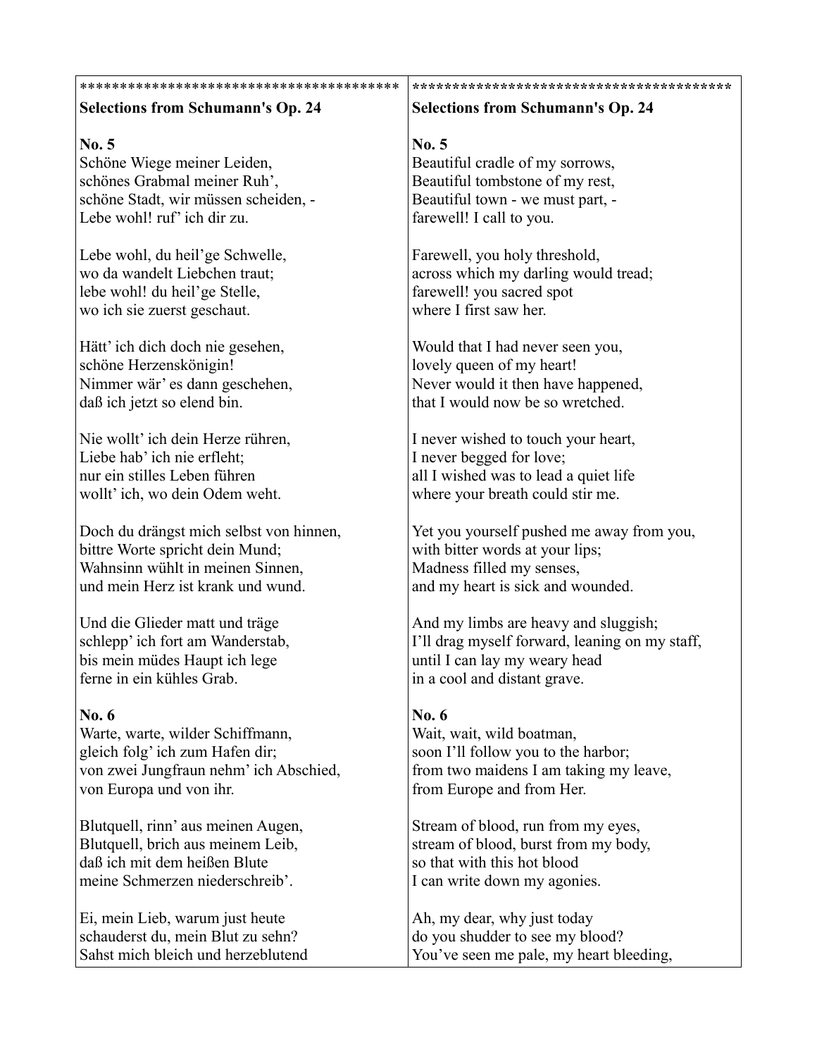****************************************

**Selections from Schumann's Op. 24**

**No. 5**

Schöne Wiege meiner Leiden,
schönes Grabmal meiner Ruh',
schöne Stadt, wir müssen scheiden, -
Lebe wohl! ruf' ich dir zu.

Lebe wohl, du heil'ge Schwelle,
wo da wandelt Liebchen traut;
lebe wohl! du heil'ge Stelle,
wo ich sie zuerst geschaut.

Hätt' ich dich doch nie gesehen,
schöne Herzenskönigin!
Nimmer wär' es dann geschehen,
daß ich jetzt so elend bin.

Nie wollt' ich dein Herze rühren,
Liebe hab' ich nie erfleht;
nur ein stilles Leben führen
wollt' ich, wo dein Odem weht.

Doch du drängst mich selbst von hinnen,
bittre Worte spricht dein Mund;
Wahnsinn wühlt in meinen Sinnen,
und mein Herz ist krank und wund.

Und die Glieder matt und träge
schlepp' ich fort am Wanderstab,
bis mein müdes Haupt ich lege
ferne in ein kühles Grab.

**No. 6**

Warte, warte, wilder Schiffmann,
gleich folg' ich zum Hafen dir;
von zwei Jungfraun nehm' ich Abschied,
von Europa und von ihr.

Blutquell, rinn' aus meinen Augen,
Blutquell, brich aus meinem Leib,
daß ich mit dem heißen Blute
meine Schmerzen niederschreib'.

Ei, mein Lieb, warum just heute
schauderst du, mein Blut zu sehn?
Sahst mich bleich und herzeblutend

****************************************

**Selections from Schumann's Op. 24**

**No. 5**

Beautiful cradle of my sorrows,
Beautiful tombstone of my rest,
Beautiful town - we must part, -
farewell! I call to you.

Farewell, you holy threshold,
across which my darling would tread;
farewell! you sacred spot
where I first saw her.

Would that I had never seen you,
lovely queen of my heart!
Never would it then have happened,
that I would now be so wretched.

I never wished to touch your heart,
I never begged for love;
all I wished was to lead a quiet life
where your breath could stir me.

Yet you yourself pushed me away from you,
with bitter words at your lips;
Madness filled my senses,
and my heart is sick and wounded.

And my limbs are heavy and sluggish;
I'll drag myself forward, leaning on my staff,
until I can lay my weary head
in a cool and distant grave.

**No. 6**

Wait, wait, wild boatman,
soon I'll follow you to the harbor;
from two maidens I am taking my leave,
from Europe and from Her.

Stream of blood, run from my eyes,
stream of blood, burst from my body,
so that with this hot blood
I can write down my agonies.

Ah, my dear, why just today
do you shudder to see my blood?
You've seen me pale, my heart bleeding,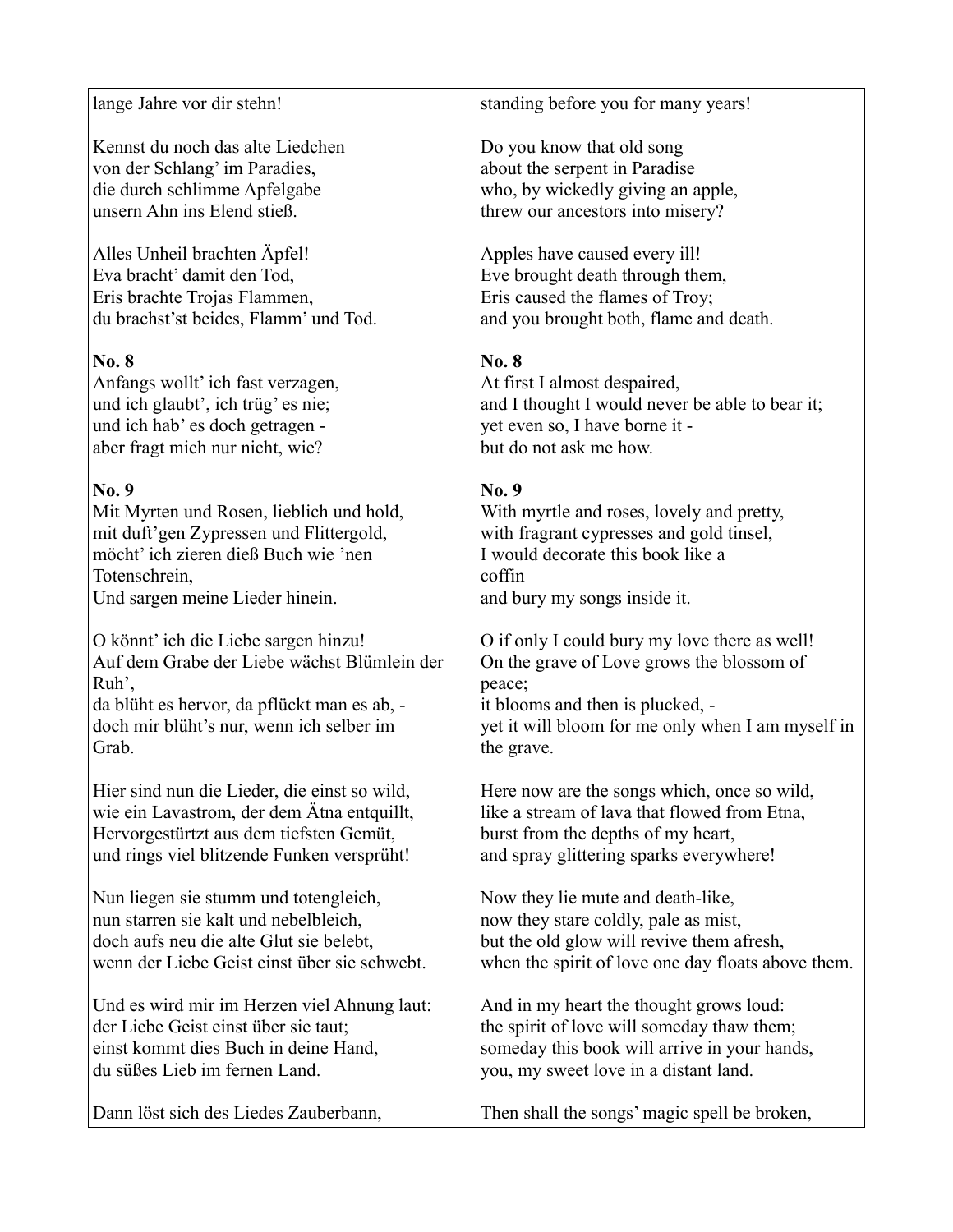| | |
|---|---|
| lange Jahre vor dir stehn!<br><br>Kennst du noch das alte Liedchen<br>von der Schlang' im Paradies,<br>die durch schlimme Apfelgabe<br>unsern Ahn ins Elend stieß.<br><br>Alles Unheil brachten Äpfel!<br>Eva bracht' damit den Tod,<br>Eris brachte Trojas Flammen,<br>du brachst'st beides, Flamm' und Tod.<br><br>**No. 8**<br>Anfangs wollt' ich fast verzagen,<br>und ich glaubt', ich trüg' es nie;<br>und ich hab' es doch getragen -<br>aber fragt mich nur nicht, wie?<br><br>**No. 9**<br>Mit Myrten und Rosen, lieblich und hold,<br>mit duft'gen Zypressen und Flittergold,<br>möcht' ich zieren dieß Buch wie 'nen Totenschrein,<br>Und sargen meine Lieder hinein.<br><br>O könnt' ich die Liebe sargen hinzu!<br>Auf dem Grabe der Liebe wächst Blümlein der Ruh',<br>da blüht es hervor, da pflückt man es ab, -<br>doch mir blüht's nur, wenn ich selber im Grab.<br><br>Hier sind nun die Lieder, die einst so wild,<br>wie ein Lavastrom, der dem Ätna entquillt,<br>Hervorgestürtzt aus dem tiefsten Gemüt,<br>und rings viel blitzende Funken versprüht!<br><br>Nun liegen sie stumm und totengleich,<br>nun starren sie kalt und nebelbleich,<br>doch aufs neu die alte Glut sie belebt,<br>wenn der Liebe Geist einst über sie schwebt.<br><br>Und es wird mir im Herzen viel Ahnung laut:<br>der Liebe Geist einst über sie taut;<br>einst kommt dies Buch in deine Hand,<br>du süßes Lieb im fernen Land.<br><br>Dann löst sich des Liedes Zauberbann, | standing before you for many years!<br><br>Do you know that old song<br>about the serpent in Paradise<br>who, by wickedly giving an apple,<br>threw our ancestors into misery?<br><br>Apples have caused every ill!<br>Eve brought death through them,<br>Eris caused the flames of Troy;<br>and you brought both, flame and death.<br><br>**No. 8**<br>At first I almost despaired,<br>and I thought I would never be able to bear it;<br>yet even so, I have borne it -<br>but do not ask me how.<br><br>**No. 9**<br>With myrtle and roses, lovely and pretty,<br>with fragrant cypresses and gold tinsel,<br>I would decorate this book like a coffin<br>and bury my songs inside it.<br><br>O if only I could bury my love there as well!<br>On the grave of Love grows the blossom of peace;<br>it blooms and then is plucked, -<br>yet it will bloom for me only when I am myself in the grave.<br><br>Here now are the songs which, once so wild,<br>like a stream of lava that flowed from Etna,<br>burst from the depths of my heart,<br>and spray glittering sparks everywhere!<br><br>Now they lie mute and death-like,<br>now they stare coldly, pale as mist,<br>but the old glow will revive them afresh,<br>when the spirit of love one day floats above them.<br><br>And in my heart the thought grows loud:<br>the spirit of love will someday thaw them;<br>someday this book will arrive in your hands,<br>you, my sweet love in a distant land.<br><br>Then shall the songs' magic spell be broken, |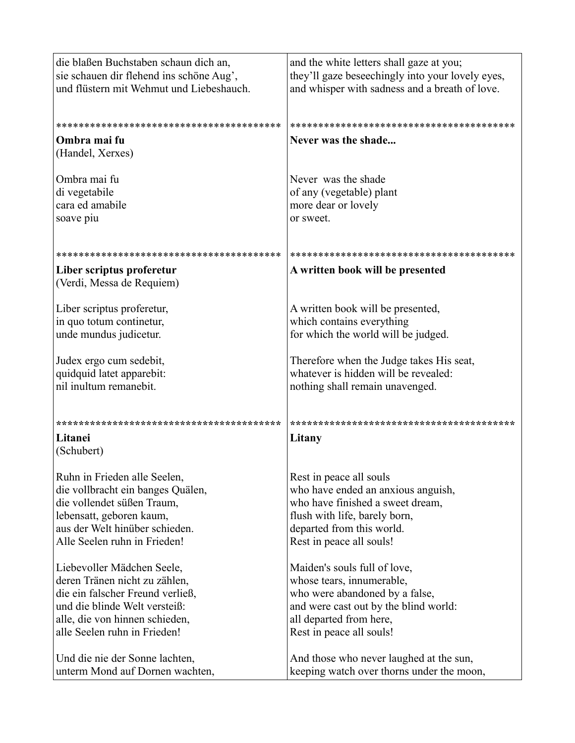| | |
|---|---|
| die blaßen Buchstaben schaun dich an,<br>sie schauen dir flehend ins schöne Aug',<br>und flüstern mit Wehmut und Liebeshauch. | and the white letters shall gaze at you;<br>they'll gaze beseechingly into your lovely eyes,<br>and whisper with sadness and a breath of love. |
| *************************************** | *************************************** |
| **Ombra mai fu**<br>(Handel, Xerxes)<br><br>Ombra mai fu<br>di vegetabile<br>cara ed amabile<br>soave piu | **Never was the shade...**<br><br><br>Never was the shade<br>of any (vegetable) plant<br>more dear or lovely<br>or sweet. |
| *************************************** | *************************************** |
| **Liber scriptus proferetur**<br>(Verdi, Messa de Requiem)<br><br>Liber scriptus proferetur,<br>in quo totum continetur,<br>unde mundus judicetur.<br><br>Judex ergo cum sedebit,<br>quidquid latet apparebit:<br>nil inultum remanebit. | **A written book will be presented**<br><br><br>A written book will be presented,<br>which contains everything<br>for which the world will be judged.<br><br>Therefore when the Judge takes His seat,<br>whatever is hidden will be revealed:<br>nothing shall remain unavenged. |
| *************************************** | *************************************** |
| **Litanei**<br>(Schubert)<br><br>Ruhn in Frieden alle Seelen,<br>die vollbracht ein banges Quälen,<br>die vollendet süßen Traum,<br>lebensatt, geboren kaum,<br>aus der Welt hinüber schieden.<br>Alle Seelen ruhn in Frieden!<br><br>Liebevoller Mädchen Seele,<br>deren Tränen nicht zu zählen,<br>die ein falscher Freund verließ,<br>und die blinde Welt versteiß:<br>alle, die von hinnen schieden,<br>alle Seelen ruhn in Frieden!<br><br>Und die nie der Sonne lachten,<br>unterm Mond auf Dornen wachten, | **Litany**<br><br><br>Rest in peace all souls<br>who have ended an anxious anguish,<br>who have finished a sweet dream,<br>flush with life, barely born,<br>departed from this world.<br>Rest in peace all souls!<br><br>Maiden's souls full of love,<br>whose tears, innumerable,<br>who were abandoned by a false,<br>and were cast out by the blind world:<br>all departed from here,<br>Rest in peace all souls!<br><br>And those who never laughed at the sun,<br>keeping watch over thorns under the moon, |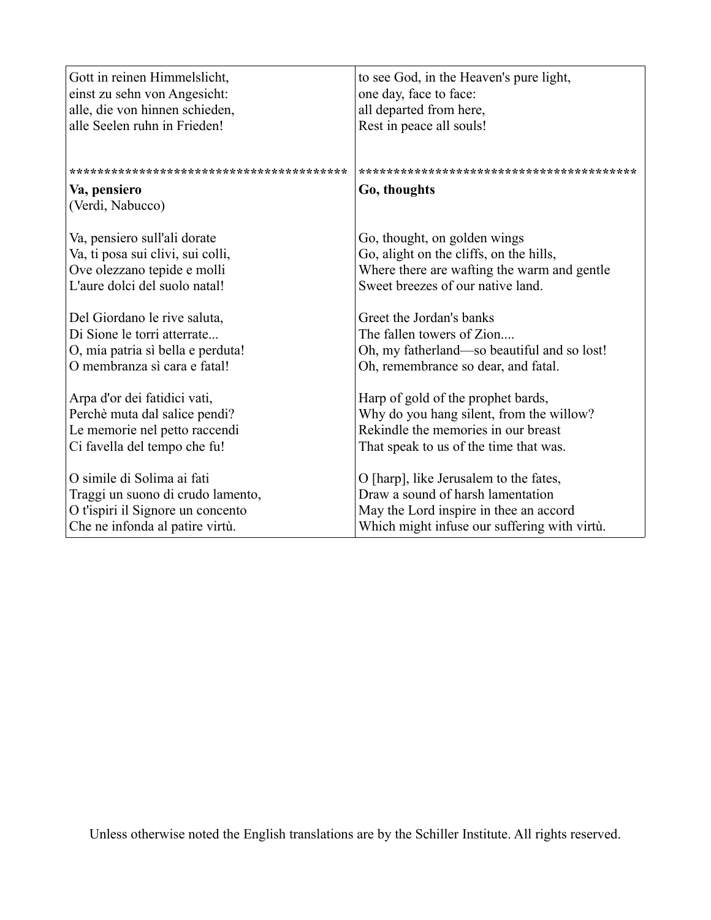| | |
|---|---|
| Gott in reinen Himmelslicht,<br>einst zu sehn von Angesicht:<br>alle, die von hinnen schieden,<br>alle Seelen ruhn in Frieden! | to see God, in the Heaven's pure light,<br>one day, face to face:<br>all departed from here,<br>Rest in peace all souls! |
| ****************************************<br>**Va, pensiero**<br>(Verdi, Nabucco)<br><br>Va, pensiero sull'ali dorate<br>Va, ti posa sui clivi, sui colli,<br>Ove olezzano tepide e molli<br>L'aure dolci del suolo natal!<br><br>Del Giordano le rive saluta,<br>Di Sione le torri atterrate...<br>O, mia patria sì bella e perduta!<br>O membranza sì cara e fatal!<br><br>Arpa d'or dei fatidici vati,<br>Perchè muta dal salice pendi?<br>Le memorie nel petto raccendi<br>Ci favella del tempo che fu!<br><br>O simile di Solima ai fati<br>Traggi un suono di crudo lamento,<br>O t'ispiri il Signore un concento<br>Che ne infonda al patire virtù. | ****************************************<br>**Go, thoughts**<br><br><br>Go, thought, on golden wings<br>Go, alight on the cliffs, on the hills,<br>Where there are wafting the warm and gentle<br>Sweet breezes of our native land.<br><br>Greet the Jordan's banks<br>The fallen towers of Zion....<br>Oh, my fatherland—so beautiful and so lost!<br>Oh, remembrance so dear, and fatal.<br><br>Harp of gold of the prophet bards,<br>Why do you hang silent, from the willow?<br>Rekindle the memories in our breast<br>That speak to us of the time that was.<br><br>O [harp], like Jerusalem to the fates,<br>Draw a sound of harsh lamentation<br>May the Lord inspire in thee an accord<br>Which might infuse our suffering with virtù. |

Unless otherwise noted the English translations are by the Schiller Institute. All rights reserved.